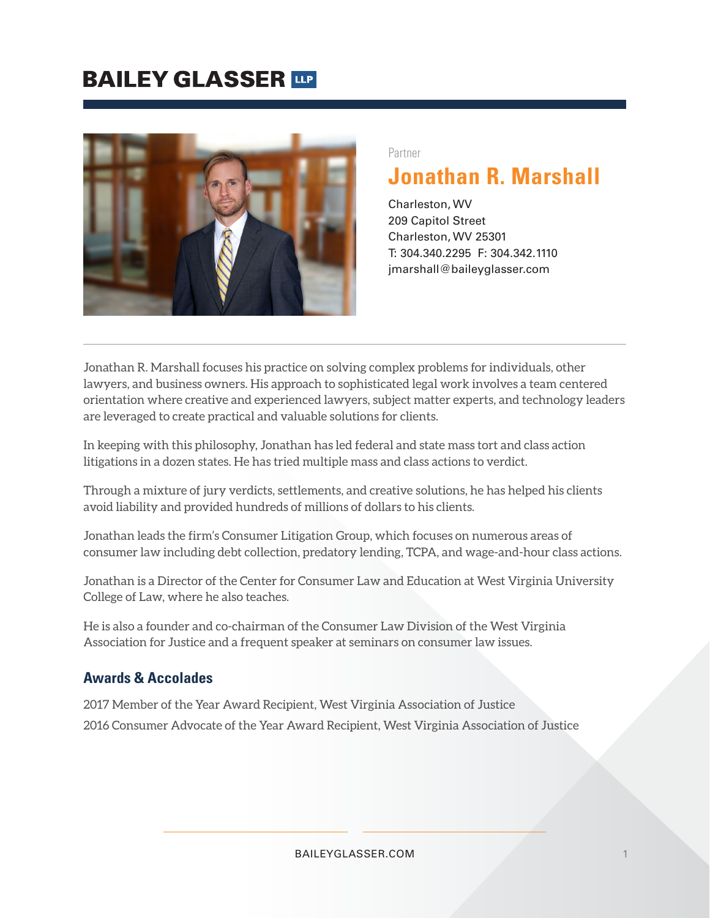# BAILEY GLASSER LLP

Partner

## Jonathan R. Marshall

Charleston, WV
209 Capitol Street
Charleston, WV 25301
T: 304.340.2295 F: 304.342.1110
jmarshall@baileyglasser.com

---

Jonathan R. Marshall focuses his practice on solving complex problems for individuals, other lawyers, and business owners. His approach to sophisticated legal work involves a team centered orientation where creative and experienced lawyers, subject matter experts, and technology leaders are leveraged to create practical and valuable solutions for clients.

In keeping with this philosophy, Jonathan has led federal and state mass tort and class action litigations in a dozen states. He has tried multiple mass and class actions to verdict.

Through a mixture of jury verdicts, settlements, and creative solutions, he has helped his clients avoid liability and provided hundreds of millions of dollars to his clients.

Jonathan leads the firm's Consumer Litigation Group, which focuses on numerous areas of consumer law including debt collection, predatory lending, TCPA, and wage-and-hour class actions.

Jonathan is a Director of the Center for Consumer Law and Education at West Virginia University College of Law, where he also teaches.

He is also a founder and co-chairman of the Consumer Law Division of the West Virginia Association for Justice and a frequent speaker at seminars on consumer law issues.

### Awards & Accolades

2017 Member of the Year Award Recipient, West Virginia Association of Justice

2016 Consumer Advocate of the Year Award Recipient, West Virginia Association of Justice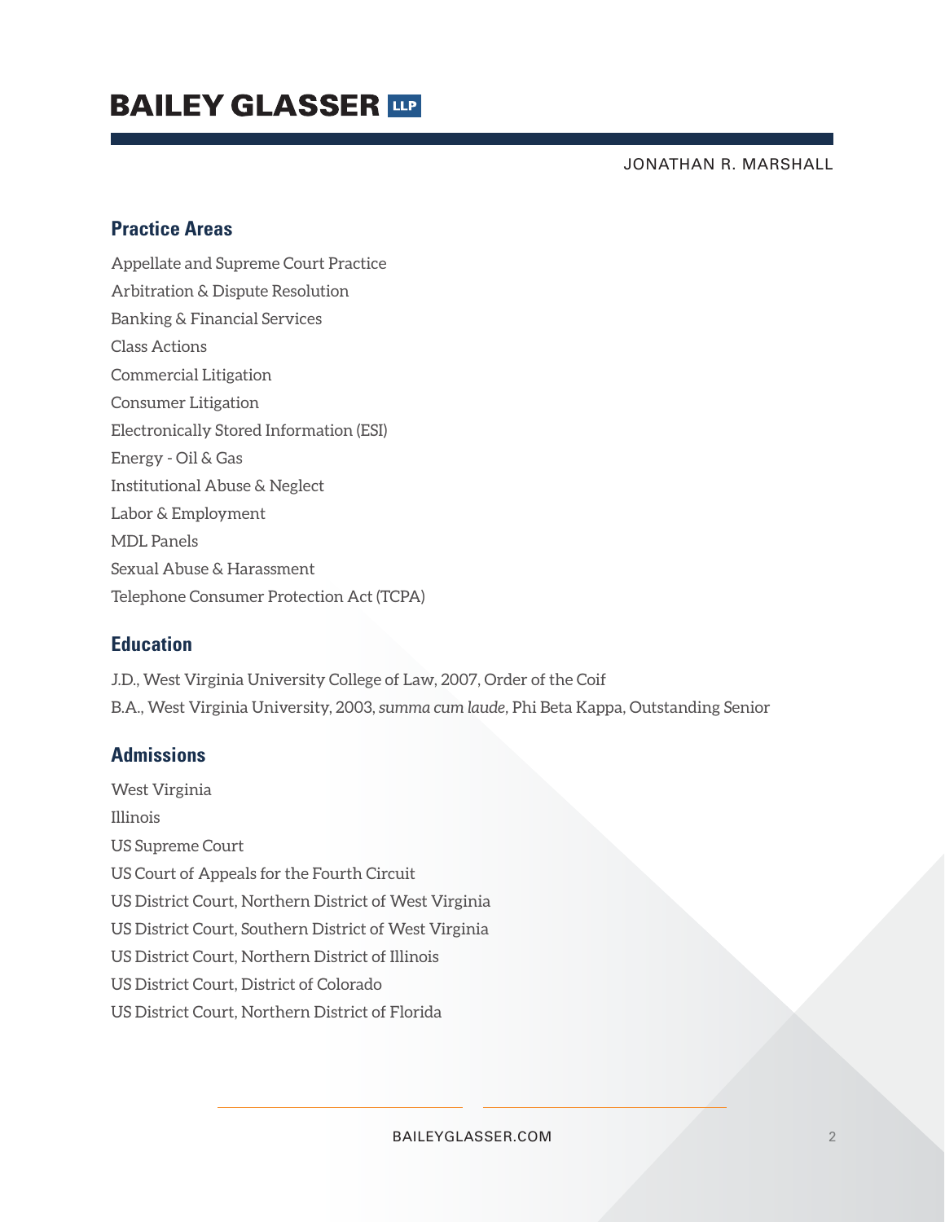## Practice Areas

Appellate and Supreme Court Practice
Arbitration & Dispute Resolution
Banking & Financial Services
Class Actions
Commercial Litigation
Consumer Litigation
Electronically Stored Information (ESI)
Energy - Oil & Gas
Institutional Abuse & Neglect
Labor & Employment
MDL Panels
Sexual Abuse & Harassment
Telephone Consumer Protection Act (TCPA)

## Education

J.D., West Virginia University College of Law, 2007, Order of the Coif
B.A., West Virginia University, 2003, *summa cum laude*, Phi Beta Kappa, Outstanding Senior

## Admissions

West Virginia
Illinois
US Supreme Court
US Court of Appeals for the Fourth Circuit
US District Court, Northern District of West Virginia
US District Court, Southern District of West Virginia
US District Court, Northern District of Illinois
US District Court, District of Colorado
US District Court, Northern District of Florida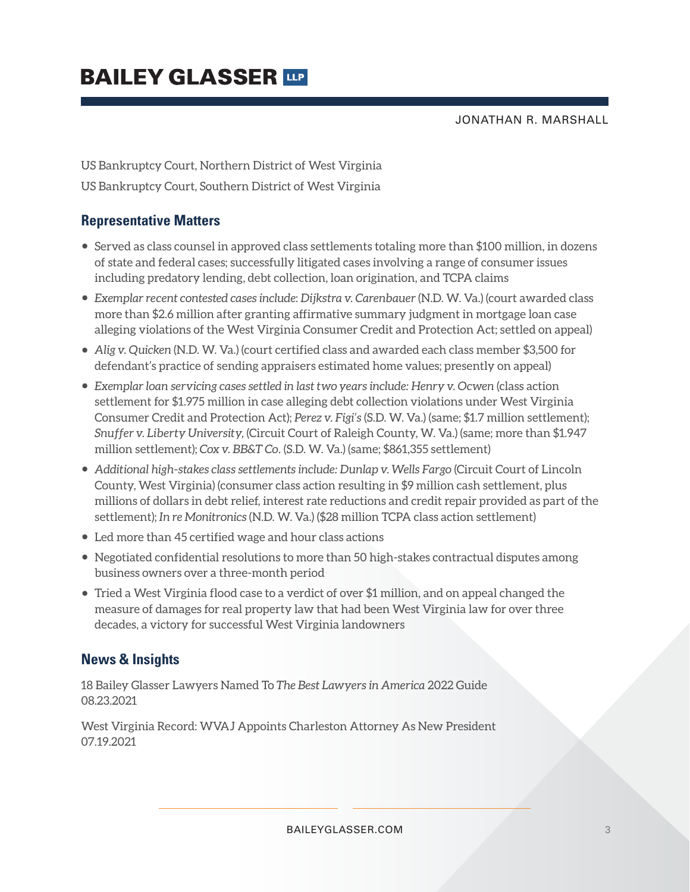US Bankruptcy Court, Northern District of West Virginia

US Bankruptcy Court, Southern District of West Virginia

## Representative Matters

- Served as class counsel in approved class settlements totaling more than $100 million, in dozens of state and federal cases; successfully litigated cases involving a range of consumer issues including predatory lending, debt collection, loan origination, and TCPA claims
- *Exemplar recent contested cases include*: *Dijkstra v. Carenbauer* (N.D. W. Va.) (court awarded class more than $2.6 million after granting affirmative summary judgment in mortgage loan case alleging violations of the West Virginia Consumer Credit and Protection Act; settled on appeal)
- *Alig v. Quicken* (N.D. W. Va.) (court certified class and awarded each class member $3,500 for defendant's practice of sending appraisers estimated home values; presently on appeal)
- *Exemplar loan servicing cases settled in last two years include: Henry v. Ocwen* (class action settlement for $1.975 million in case alleging debt collection violations under West Virginia Consumer Credit and Protection Act); *Perez v. Figi's* (S.D. W. Va.) (same; $1.7 million settlement); *Snuffer v. Liberty University*, (Circuit Court of Raleigh County, W. Va.) (same; more than $1.947 million settlement); *Cox v. BB&T Co.* (S.D. W. Va.) (same; $861,355 settlement)
- *Additional high-stakes class settlements include: Dunlap v. Wells Fargo* (Circuit Court of Lincoln County, West Virginia) (consumer class action resulting in $9 million cash settlement, plus millions of dollars in debt relief, interest rate reductions and credit repair provided as part of the settlement); *In re Monitronics* (N.D. W. Va.) ($28 million TCPA class action settlement)
- Led more than 45 certified wage and hour class actions
- Negotiated confidential resolutions to more than 50 high-stakes contractual disputes among business owners over a three-month period
- Tried a West Virginia flood case to a verdict of over $1 million, and on appeal changed the measure of damages for real property law that had been West Virginia law for over three decades, a victory for successful West Virginia landowners

## News & Insights

18 Bailey Glasser Lawyers Named To *The Best Lawyers in America* 2022 Guide
08.23.2021

West Virginia Record: WVAJ Appoints Charleston Attorney As New President
07.19.2021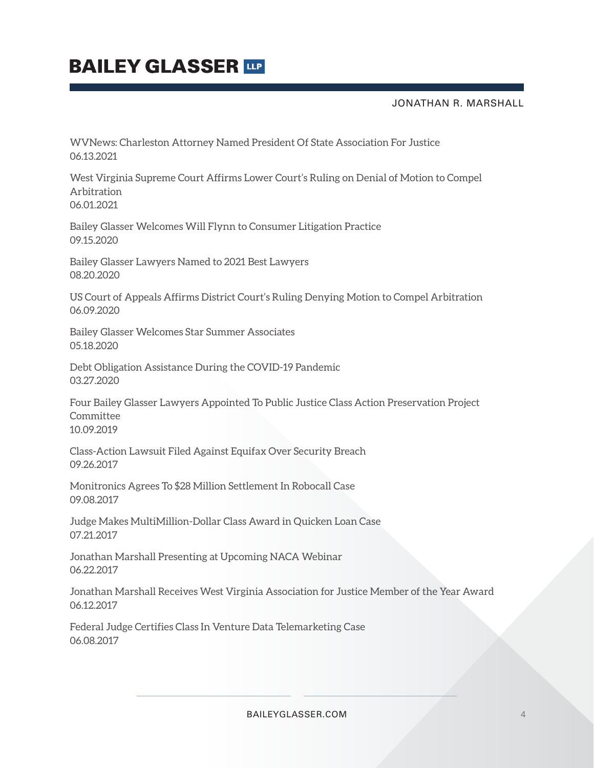WVNews: Charleston Attorney Named President Of State Association For Justice
06.13.2021

West Virginia Supreme Court Affirms Lower Court's Ruling on Denial of Motion to Compel Arbitration
06.01.2021

Bailey Glasser Welcomes Will Flynn to Consumer Litigation Practice
09.15.2020

Bailey Glasser Lawyers Named to 2021 Best Lawyers
08.20.2020

US Court of Appeals Affirms District Court's Ruling Denying Motion to Compel Arbitration
06.09.2020

Bailey Glasser Welcomes Star Summer Associates
05.18.2020

Debt Obligation Assistance During the COVID-19 Pandemic
03.27.2020

Four Bailey Glasser Lawyers Appointed To Public Justice Class Action Preservation Project Committee
10.09.2019

Class-Action Lawsuit Filed Against Equifax Over Security Breach
09.26.2017

Monitronics Agrees To $28 Million Settlement In Robocall Case
09.08.2017

Judge Makes MultiMillion-Dollar Class Award in Quicken Loan Case
07.21.2017

Jonathan Marshall Presenting at Upcoming NACA Webinar
06.22.2017

Jonathan Marshall Receives West Virginia Association for Justice Member of the Year Award
06.12.2017

Federal Judge Certifies Class In Venture Data Telemarketing Case
06.08.2017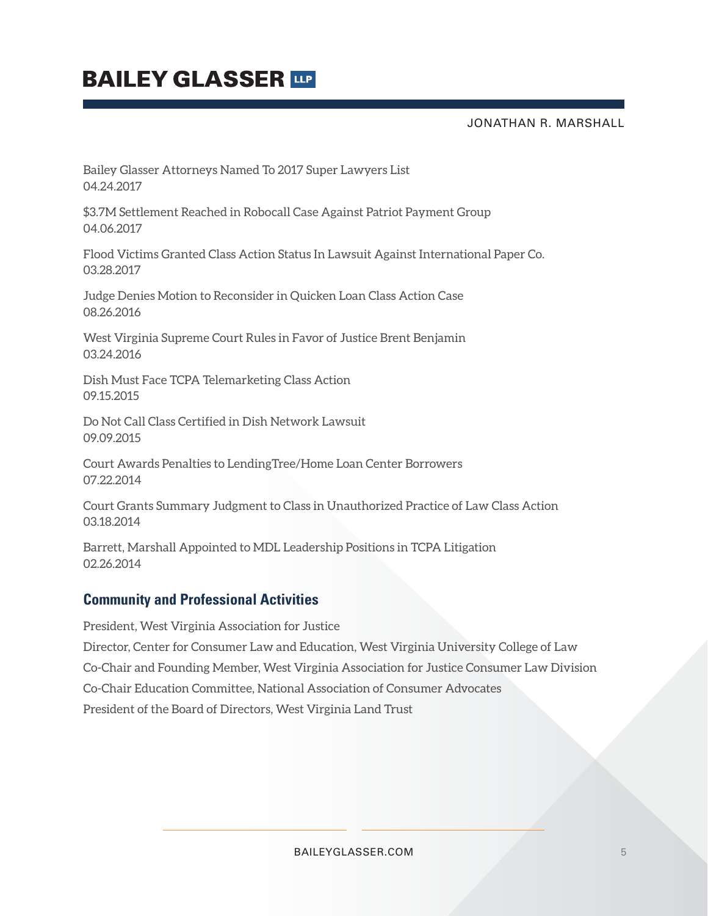Bailey Glasser Attorneys Named To 2017 Super Lawyers List
04.24.2017

$3.7M Settlement Reached in Robocall Case Against Patriot Payment Group
04.06.2017

Flood Victims Granted Class Action Status In Lawsuit Against International Paper Co.
03.28.2017

Judge Denies Motion to Reconsider in Quicken Loan Class Action Case
08.26.2016

West Virginia Supreme Court Rules in Favor of Justice Brent Benjamin
03.24.2016

Dish Must Face TCPA Telemarketing Class Action
09.15.2015

Do Not Call Class Certified in Dish Network Lawsuit
09.09.2015

Court Awards Penalties to LendingTree/Home Loan Center Borrowers
07.22.2014

Court Grants Summary Judgment to Class in Unauthorized Practice of Law Class Action
03.18.2014

Barrett, Marshall Appointed to MDL Leadership Positions in TCPA Litigation
02.26.2014

## Community and Professional Activities

President, West Virginia Association for Justice

Director, Center for Consumer Law and Education, West Virginia University College of Law

Co-Chair and Founding Member, West Virginia Association for Justice Consumer Law Division

Co-Chair Education Committee, National Association of Consumer Advocates

President of the Board of Directors, West Virginia Land Trust